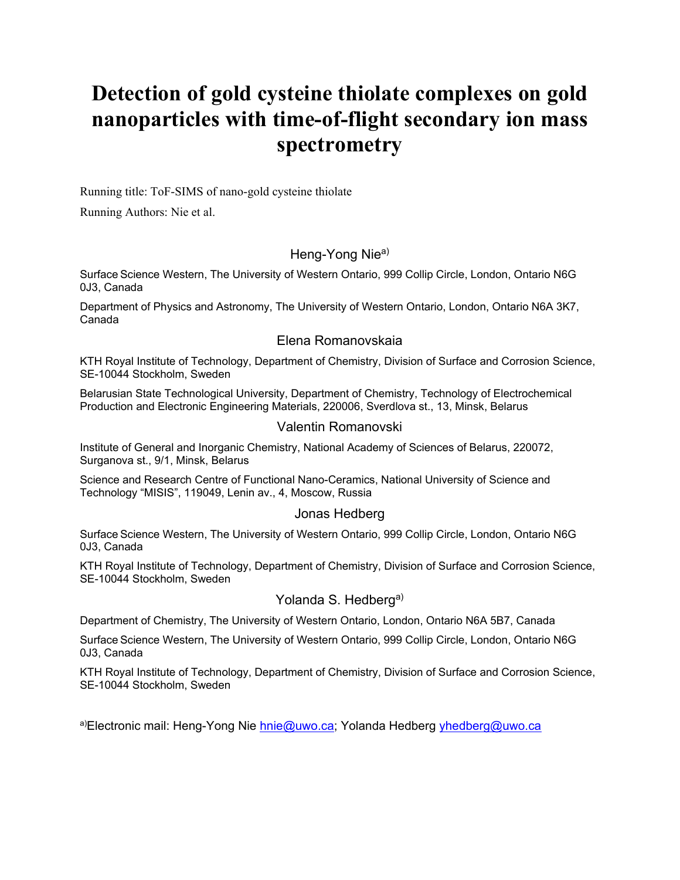# Detection of gold cysteine thiolate complexes on gold nanoparticles with time-of-flight secondary ion mass spectrometry

Running title: ToF-SIMS of nano-gold cysteine thiolate

Running Authors: Nie et al.

Heng-Yong Nie[a)]

Surface Science Western, The University of Western Ontario, 999 Collip Circle, London, Ontario N6G 0J3, Canada

Department of Physics and Astronomy, The University of Western Ontario, London, Ontario N6A 3K7, Canada

Elena Romanovskaia

KTH Royal Institute of Technology, Department of Chemistry, Division of Surface and Corrosion Science, SE-10044 Stockholm, Sweden

Belarusian State Technological University, Department of Chemistry, Technology of Electrochemical Production and Electronic Engineering Materials, 220006, Sverdlova st., 13, Minsk, Belarus

Valentin Romanovski

Institute of General and Inorganic Chemistry, National Academy of Sciences of Belarus, 220072, Surganova st., 9/1, Minsk, Belarus

Science and Research Centre of Functional Nano-Ceramics, National University of Science and Technology "MISIS", 119049, Lenin av., 4, Moscow, Russia

Jonas Hedberg

Surface Science Western, The University of Western Ontario, 999 Collip Circle, London, Ontario N6G 0J3, Canada

KTH Royal Institute of Technology, Department of Chemistry, Division of Surface and Corrosion Science, SE-10044 Stockholm, Sweden

Yolanda S. Hedberg[a)]

Department of Chemistry, The University of Western Ontario, London, Ontario N6A 5B7, Canada

Surface Science Western, The University of Western Ontario, 999 Collip Circle, London, Ontario N6G 0J3, Canada

KTH Royal Institute of Technology, Department of Chemistry, Division of Surface and Corrosion Science, SE-10044 Stockholm, Sweden

[a)]Electronic mail: Heng-Yong Nie hnie@uwo.ca; Yolanda Hedberg yhedberg@uwo.ca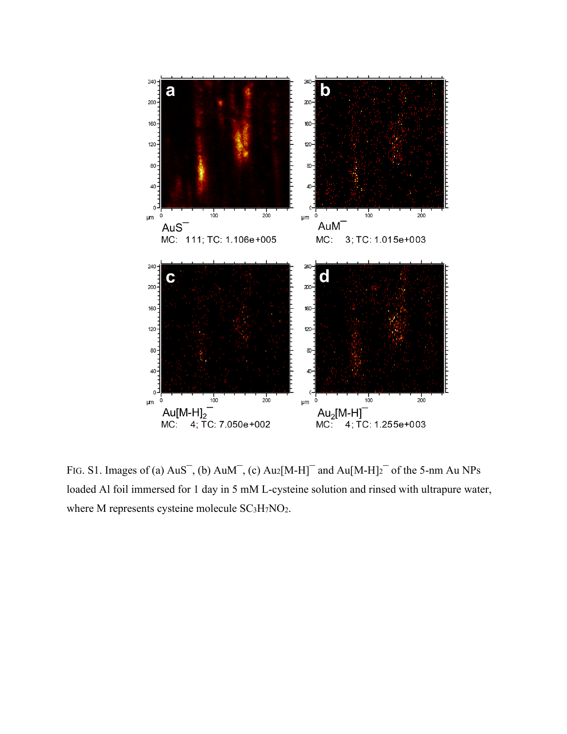FIG. S1. Images of (a) $AuS^{-}$, (b) $AuM^{-}$, (c) $Au_2[M\text{-}H]^{-}$ and $Au[M\text{-}H]_2^{-}$ of the 5-nm Au NPs loaded Al foil immersed for 1 day in 5 mM L-cysteine solution and rinsed with ultrapure water, where M represents cysteine molecule $SC_3H_7NO_2$.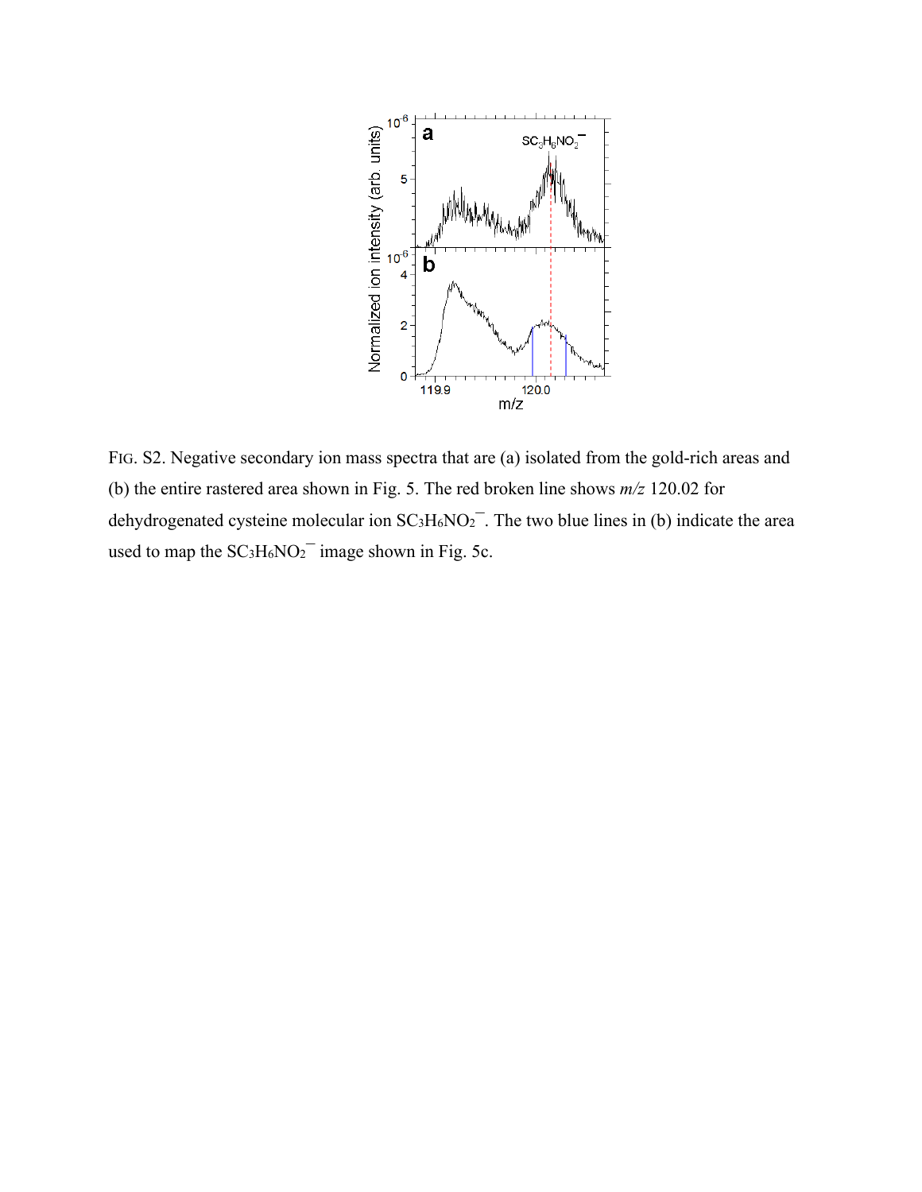FIG. S2. Negative secondary ion mass spectra that are (a) isolated from the gold-rich areas and (b) the entire rastered area shown in Fig. 5. The red broken line shows *m/z* 120.02 for dehydrogenated cysteine molecular ion $SC_3H_6NO_2^-$. The two blue lines in (b) indicate the area used to map the $SC_3H_6NO_2^-$ image shown in Fig. 5c.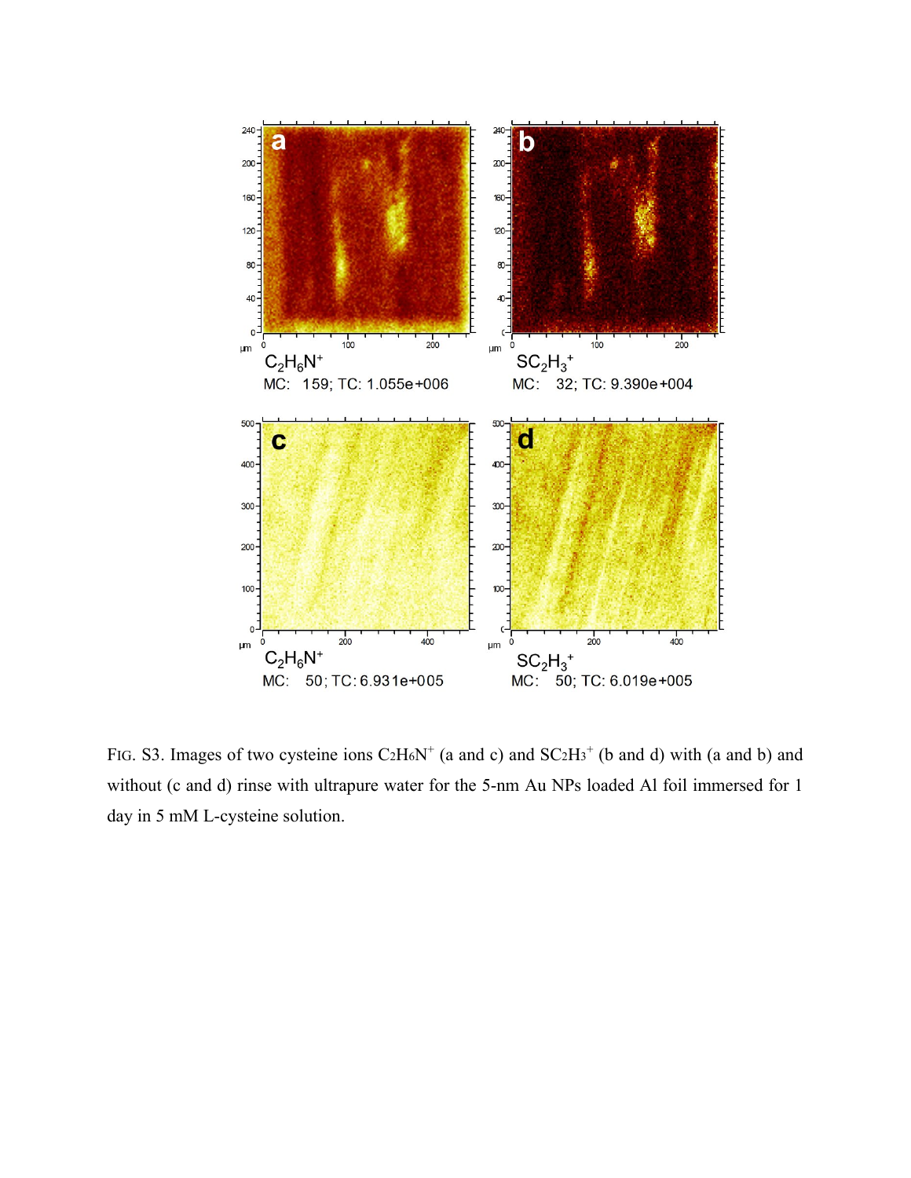FIG. S3. Images of two cysteine ions $C_2H_6N^+$ (a and c) and $SC_2H_3^+$ (b and d) with (a and b) and without (c and d) rinse with ultrapure water for the 5-nm Au NPs loaded Al foil immersed for 1 day in 5 mM L-cysteine solution.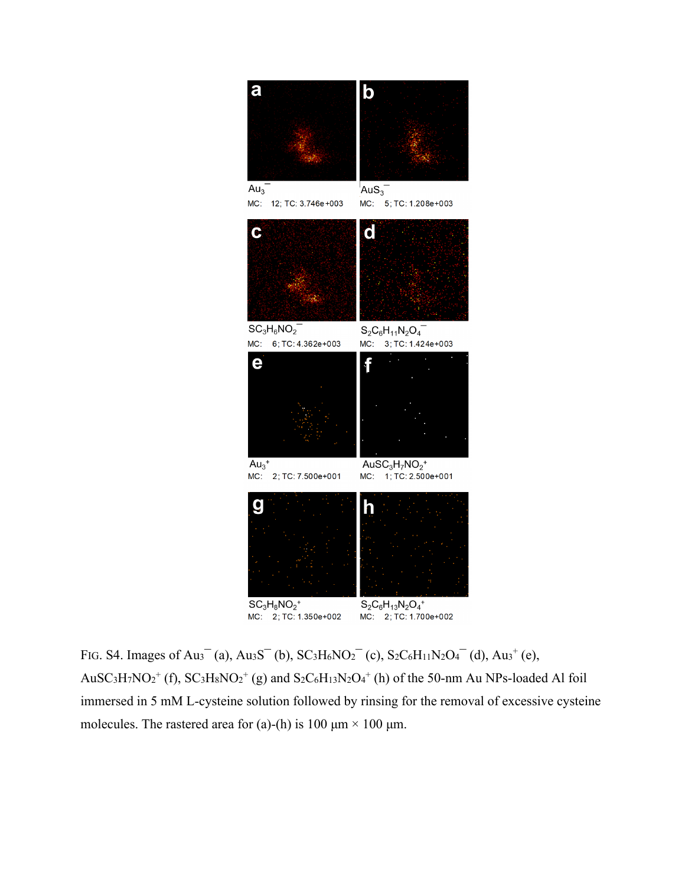a

$Au_3^-$

MC: 12; TC: 3.746e+003

b

$AuS_3^-$

MC: 5; TC: 1.208e+003

c

$SC_3H_6NO_2^-$

MC: 6; TC: 4.362e+003

d

$S_2C_6H_{11}N_2O_4^-$

MC: 3; TC: 1.424e+003

e

$Au_3^+$

MC: 2; TC: 7.500e+001

f

$AuSC_3H_7NO_2^+$

MC: 1; TC: 2.500e+001

g

$SC_3H_8NO_2^+$

MC: 2; TC: 1.350e+002

h

$S_2C_6H_{13}N_2O_4^+$

MC: 2; TC: 1.700e+002

FIG. S4. Images of $Au_3^-$ (a), $Au_3S^-$ (b), $SC_3H_6NO_2^-$ (c), $S_2C_6H_{11}N_2O_4^-$ (d), $Au_3^+$ (e), $AuSC_3H_7NO_2^+$ (f), $SC_3H_8NO_2^+$ (g) and $S_2C_6H_{13}N_2O_4^+$ (h) of the 50-nm Au NPs-loaded Al foil immersed in 5 mM L-cysteine solution followed by rinsing for the removal of excessive cysteine molecules. The rastered area for (a)-(h) is 100 μm × 100 μm.